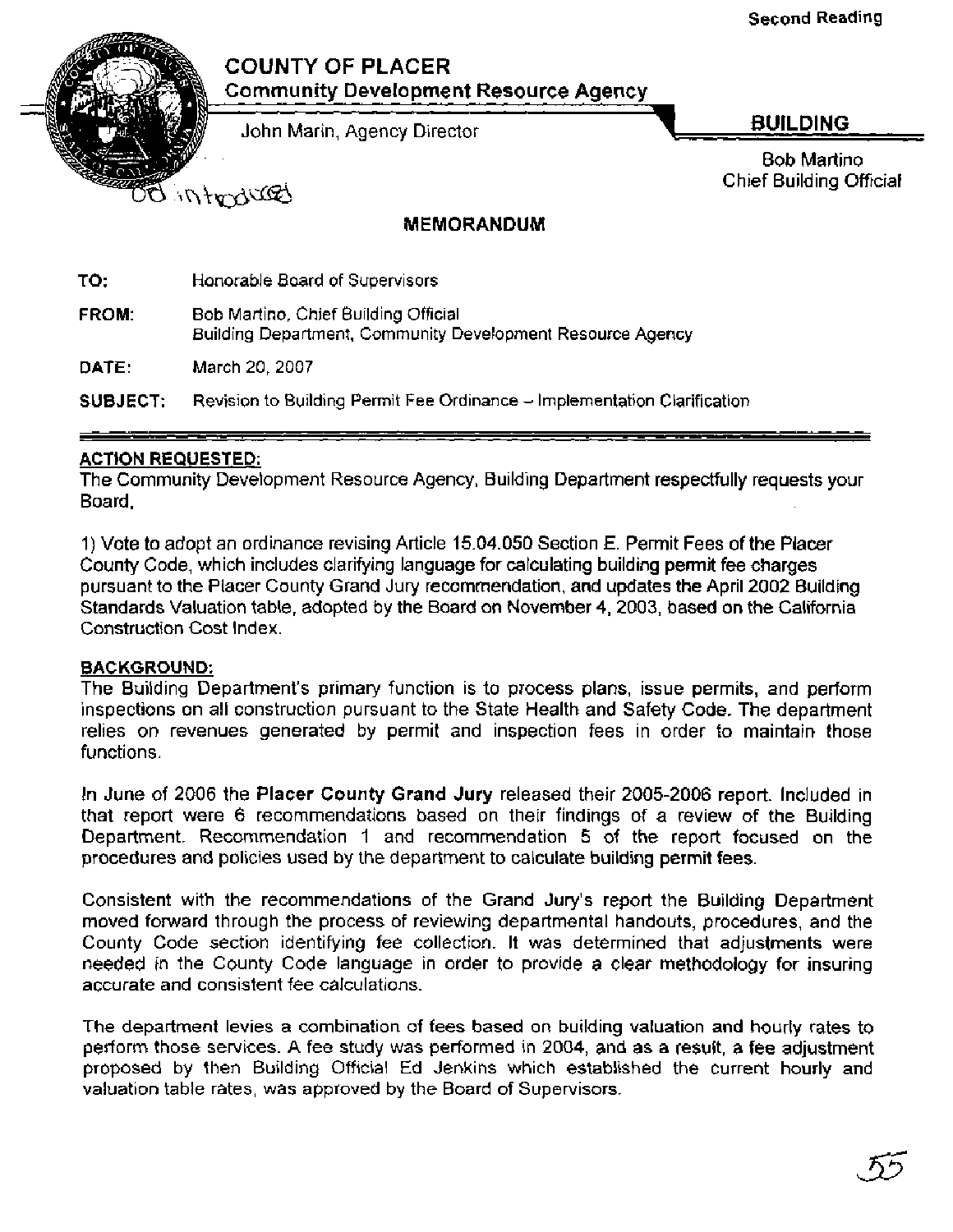Second Reading

# COUNTY OF PLACER

## Community Development Resource Agency

John Marin, Agency Director

**BUILDING**

Bob Martino
Chief Building Official

OD introduced

## MEMORANDUM

**TO:** Honorable Board of Supervisors

**FROM:** Bob Martino, Chief Building Official
Building Department, Community Development Resource Agency

**DATE:** March 20, 2007

**SUBJECT:** Revision to Building Permit Fee Ordinance – Implementation Clarification

---

**ACTION REQUESTED:**

The Community Development Resource Agency, Building Department respectfully requests your Board,

1) Vote to adopt an ordinance revising Article 15.04.050 Section E. Permit Fees of the Placer County Code, which includes clarifying language for calculating building permit fee charges pursuant to the Placer County Grand Jury recommendation, and updates the April 2002 Building Standards Valuation table, adopted by the Board on November 4, 2003, based on the California Construction Cost Index.

**BACKGROUND:**

The Building Department's primary function is to process plans, issue permits, and perform inspections on all construction pursuant to the State Health and Safety Code. The department relies on revenues generated by permit and inspection fees in order to maintain those functions.

In June of 2006 the **Placer County Grand Jury** released their 2005-2006 report. Included in that report were 6 recommendations based on their findings of a review of the Building Department. Recommendation 1 and recommendation 5 of the report focused on the procedures and policies used by the department to calculate building permit fees.

Consistent with the recommendations of the Grand Jury's report the Building Department moved forward through the process of reviewing departmental handouts, procedures, and the County Code section identifying fee collection. It was determined that adjustments were needed in the County Code language in order to provide a clear methodology for insuring accurate and consistent fee calculations.

The department levies a combination of fees based on building valuation and hourly rates to perform those services. A fee study was performed in 2004, and as a result, a fee adjustment proposed by then Building Official Ed Jenkins which established the current hourly and valuation table rates, was approved by the Board of Supervisors.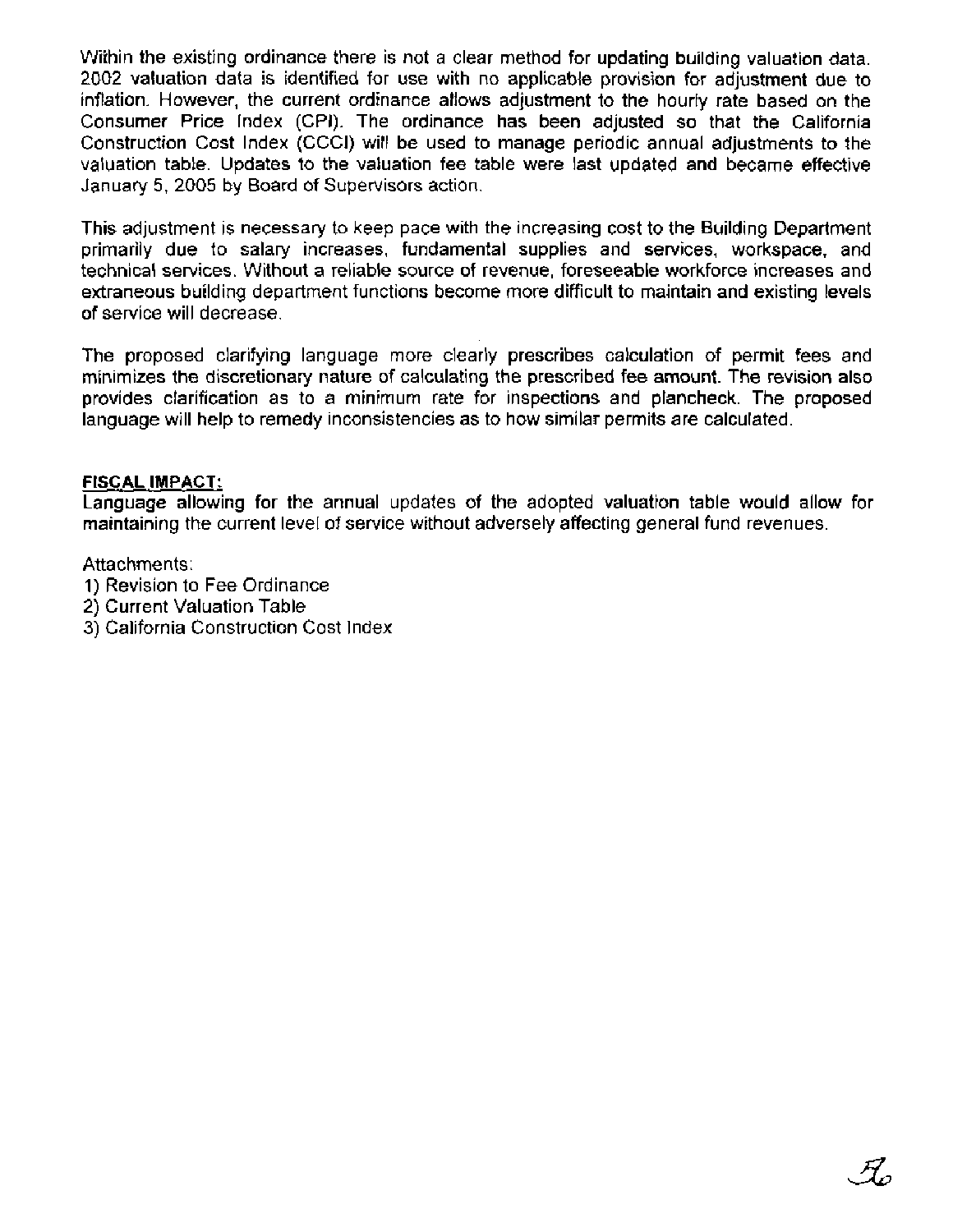Within the existing ordinance there is not a clear method for updating building valuation data. 2002 valuation data is identified for use with no applicable provision for adjustment due to inflation. However, the current ordinance allows adjustment to the hourly rate based on the Consumer Price Index (CPI). The ordinance has been adjusted so that the California Construction Cost Index (CCCI) will be used to manage periodic annual adjustments to the valuation table. Updates to the valuation fee table were last updated and became effective January 5, 2005 by Board of Supervisors action.

This adjustment is necessary to keep pace with the increasing cost to the Building Department primarily due to salary increases, fundamental supplies and services, workspace, and technical services. Without a reliable source of revenue, foreseeable workforce increases and extraneous building department functions become more difficult to maintain and existing levels of service will decrease.

The proposed clarifying language more clearly prescribes calculation of permit fees and minimizes the discretionary nature of calculating the prescribed fee amount. The revision also provides clarification as to a minimum rate for inspections and plancheck. The proposed language will help to remedy inconsistencies as to how similar permits are calculated.

**FISCAL IMPACT:**

Language allowing for the annual updates of the adopted valuation table would allow for maintaining the current level of service without adversely affecting general fund revenues.

Attachments:

1) Revision to Fee Ordinance
2) Current Valuation Table
3) California Construction Cost Index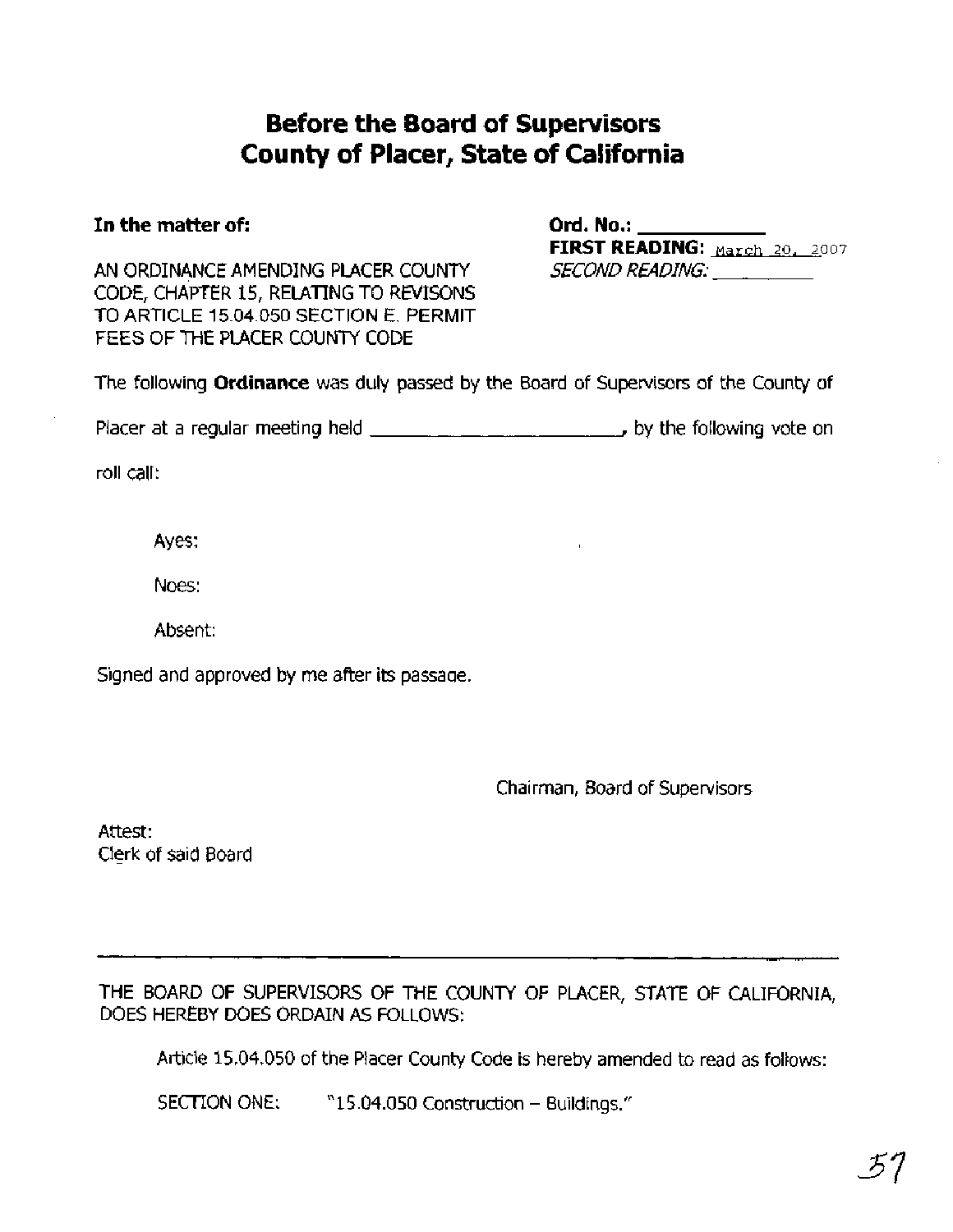# Before the Board of Supervisors
# County of Placer, State of California

**In the matter of:**

AN ORDINANCE AMENDING PLACER COUNTY CODE, CHAPTER 15, RELATING TO REVISONS TO ARTICLE 15.04.050 SECTION E. PERMIT FEES OF THE PLACER COUNTY CODE

**Ord. No.:** ___________

**FIRST READING:** March 20, 2007

*SECOND READING:* __________

The following **Ordinance** was duly passed by the Board of Supervisors of the County of Placer at a regular meeting held ________________________, by the following vote on roll call:

Ayes:

Noes:

Absent:

Signed and approved by me after its passage.

Chairman, Board of Supervisors

Attest:
Clerk of said Board

---

THE BOARD OF SUPERVISORS OF THE COUNTY OF PLACER, STATE OF CALIFORNIA, DOES HEREBY DOES ORDAIN AS FOLLOWS:

Article 15.04.050 of the Placer County Code is hereby amended to read as follows:

SECTION ONE: "15.04.050 Construction – Buildings."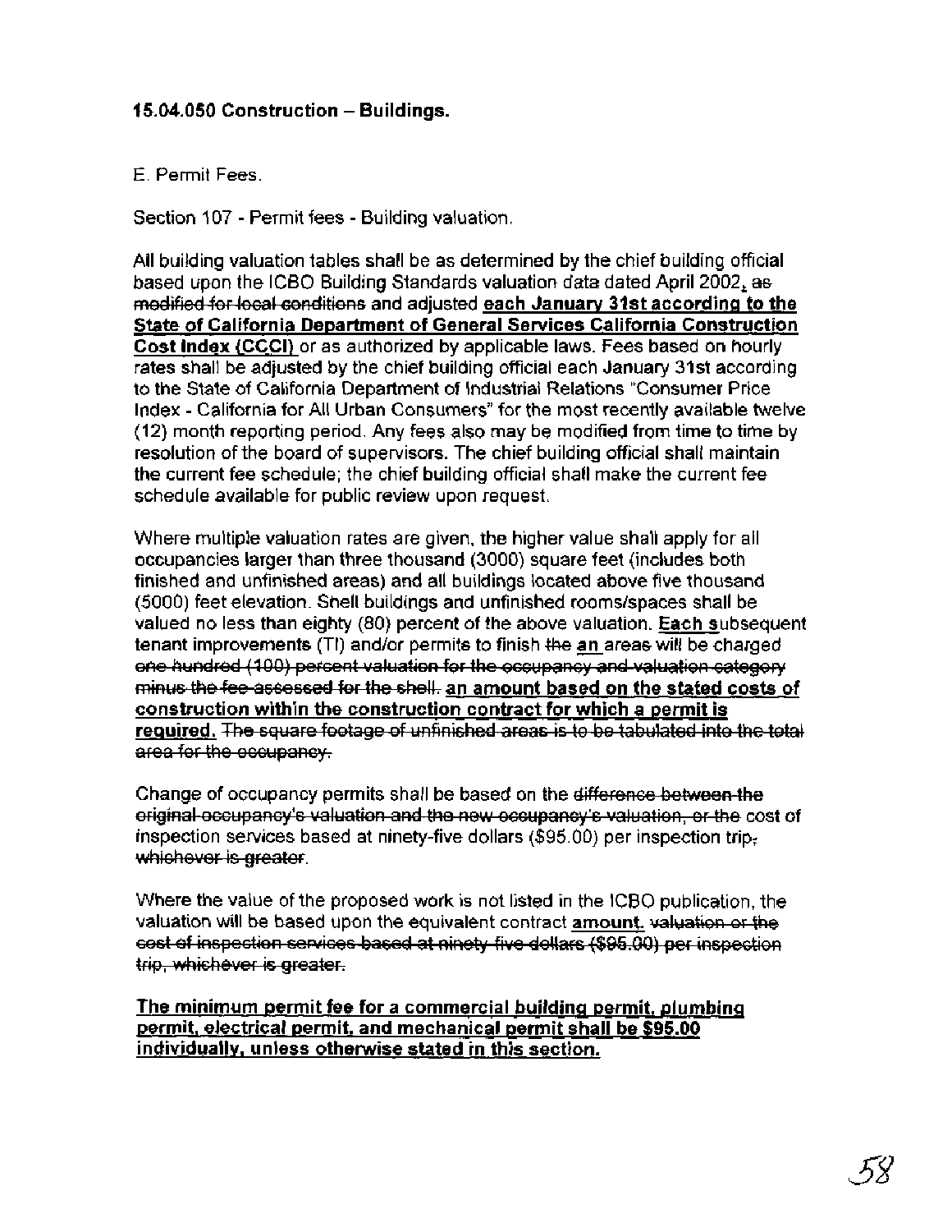**15.04.050 Construction – Buildings.**

E. Permit Fees.

Section 107 - Permit fees - Building valuation.

All building valuation tables shall be as determined by the chief building official based upon the ICBO Building Standards valuation data dated April 2002, ~~as modified for local conditions~~ and adjusted **each January 31st according to the State of California Department of General Services California Construction Cost Index (CCCI)** or as authorized by applicable laws. Fees based on hourly rates shall be adjusted by the chief building official each January 31st according to the State of California Department of Industrial Relations "Consumer Price Index - California for All Urban Consumers" for the most recently available twelve (12) month reporting period. Any fees also may be modified from time to time by resolution of the board of supervisors. The chief building official shall maintain the current fee schedule; the chief building official shall make the current fee schedule available for public review upon request.

Where multiple valuation rates are given, the higher value shall apply for all occupancies larger than three thousand (3000) square feet (includes both finished and unfinished areas) and all buildings located above five thousand (5000) feet elevation. Shell buildings and unfinished rooms/spaces shall be valued no less than eighty (80) percent of the above valuation. **Each s**ubsequent tenant improvements (TI) and/or permits to finish ~~the~~ **an** areas will be charged ~~one hundred (100) percent valuation for the occupancy and valuation category minus the fee assessed for the shell.~~ **an amount based on the stated costs of construction within the construction contract for which a permit is required.** ~~The square footage of unfinished areas is to be tabulated into the total area for the occupancy.~~

Change of occupancy permits shall be based on the ~~difference between the original occupancy's valuation and the new occupancy's valuation, or the~~ cost of inspection services based at ninety-five dollars ($95.00) per inspection trip~~, whichever is greater~~.

Where the value of the proposed work is not listed in the ICBO publication, the valuation will be based upon the equivalent contract **amount.** ~~valuation or the cost of inspection services based at ninety-five dollars ($95.00) per inspection trip, whichever is greater.~~

**The minimum permit fee for a commercial building permit, plumbing permit, electrical permit, and mechanical permit shall be $95.00 individually, unless otherwise stated in this section.**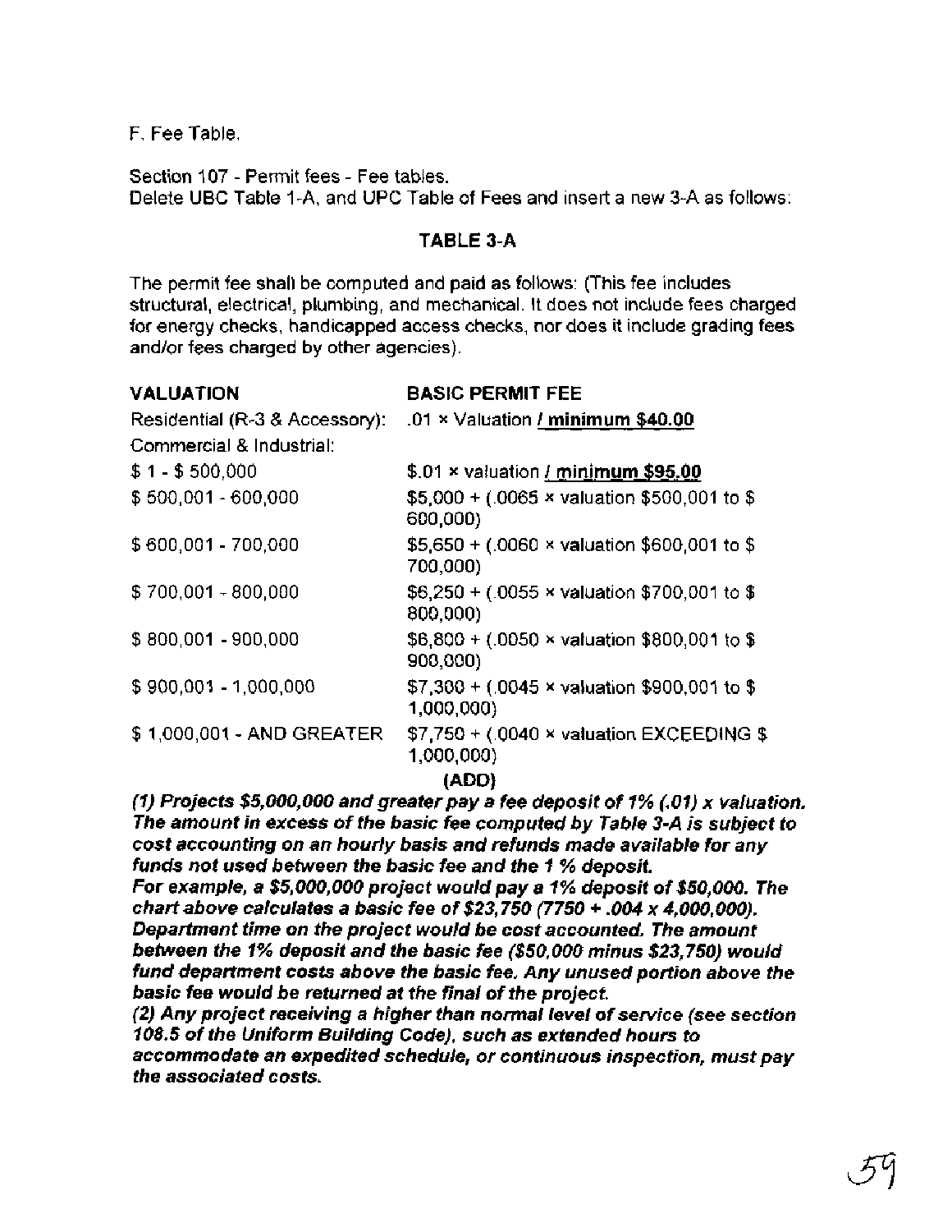F. Fee Table.

Section 107 - Permit fees - Fee tables.
Delete UBC Table 1-A, and UPC Table of Fees and insert a new 3-A as follows:

### TABLE 3-A

The permit fee shall be computed and paid as follows: (This fee includes structural, electrical, plumbing, and mechanical. It does not include fees charged for energy checks, handicapped access checks, nor does it include grading fees and/or fees charged by other agencies).

| VALUATION | BASIC PERMIT FEE |
|---|---|
| Residential (R-3 & Accessory): | .01 × Valuation / **minimum $40.00** |
| Commercial & Industrial: | |
| $ 1 - $ 500,000 | $.01 × valuation / **minimum $95.00** |
| $ 500,001 - 600,000 | $5,000 + (.0065 × valuation $500,001 to $ 600,000) |
| $ 600,001 - 700,000 | $5,650 + (.0060 × valuation $600,001 to $ 700,000) |
| $ 700,001 - 800,000 | $6,250 + (.0055 × valuation $700,001 to $ 800,000) |
| $ 800,001 - 900,000 | $6,800 + (.0050 × valuation $800,001 to $ 900,000) |
| $ 900,001 - 1,000,000 | $7,300 + (.0045 × valuation $900,001 to $ 1,000,000) |
| $ 1,000,001 - AND GREATER | $7,750 + (.0040 × valuation EXCEEDING $ 1,000,000) |

**(ADD)**

***(1) Projects $5,000,000 and greater pay a fee deposit of 1% (.01) x valuation. The amount in excess of the basic fee computed by Table 3-A is subject to cost accounting on an hourly basis and refunds made available for any funds not used between the basic fee and the 1 % deposit.***

***For example, a $5,000,000 project would pay a 1% deposit of $50,000. The chart above calculates a basic fee of $23,750 (7750 + .004 x 4,000,000). Department time on the project would be cost accounted. The amount between the 1% deposit and the basic fee ($50,000 minus $23,750) would fund department costs above the basic fee. Any unused portion above the basic fee would be returned at the final of the project.***

***(2) Any project receiving a higher than normal level of service (see section 108.5 of the Uniform Building Code), such as extended hours to accommodate an expedited schedule, or continuous inspection, must pay the associated costs.***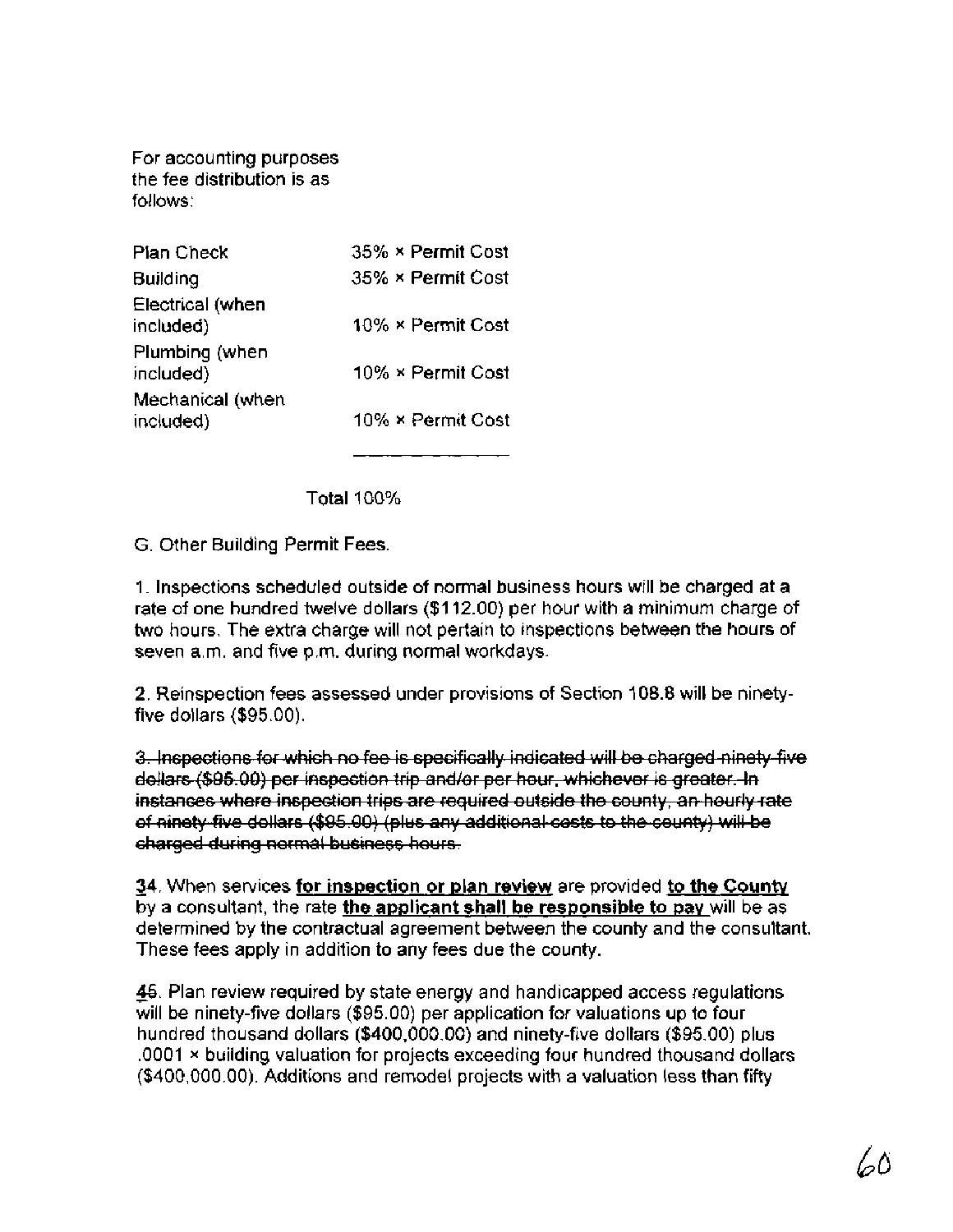For accounting purposes the fee distribution is as follows:

| Plan Check | 35% × Permit Cost |
|---|---|
| Building | 35% × Permit Cost |
| Electrical (when included) | 10% × Permit Cost |
| Plumbing (when included) | 10% × Permit Cost |
| Mechanical (when included) | 10% × Permit Cost |
| Total | 100% |

G. Other Building Permit Fees.

1. Inspections scheduled outside of normal business hours will be charged at a rate of one hundred twelve dollars ($112.00) per hour with a minimum charge of two hours. The extra charge will not pertain to inspections between the hours of seven a.m. and five p.m. during normal workdays.

2. Reinspection fees assessed under provisions of Section 108.8 will be ninety-five dollars ($95.00).

~~3. Inspections for which no fee is specifically indicated will be charged ninety-five dollars ($95.00) per inspection trip and/or per hour, whichever is greater. In instances where inspection trips are required outside the county, an hourly rate of ninety-five dollars ($95.00) (plus any additional costs to the county) will be charged during normal business hours.~~

~~3~~**3**4. When services **for inspection or plan review** are provided **to the County** by a consultant, the rate **the applicant shall be responsible to pay** will be as determined by the contractual agreement between the county and the consultant. These fees apply in addition to any fees due the county.

~~4~~**4**5. Plan review required by state energy and handicapped access regulations will be ninety-five dollars ($95.00) per application for valuations up to four hundred thousand dollars ($400,000.00) and ninety-five dollars ($95.00) plus .0001 × building valuation for projects exceeding four hundred thousand dollars ($400,000.00). Additions and remodel projects with a valuation less than fifty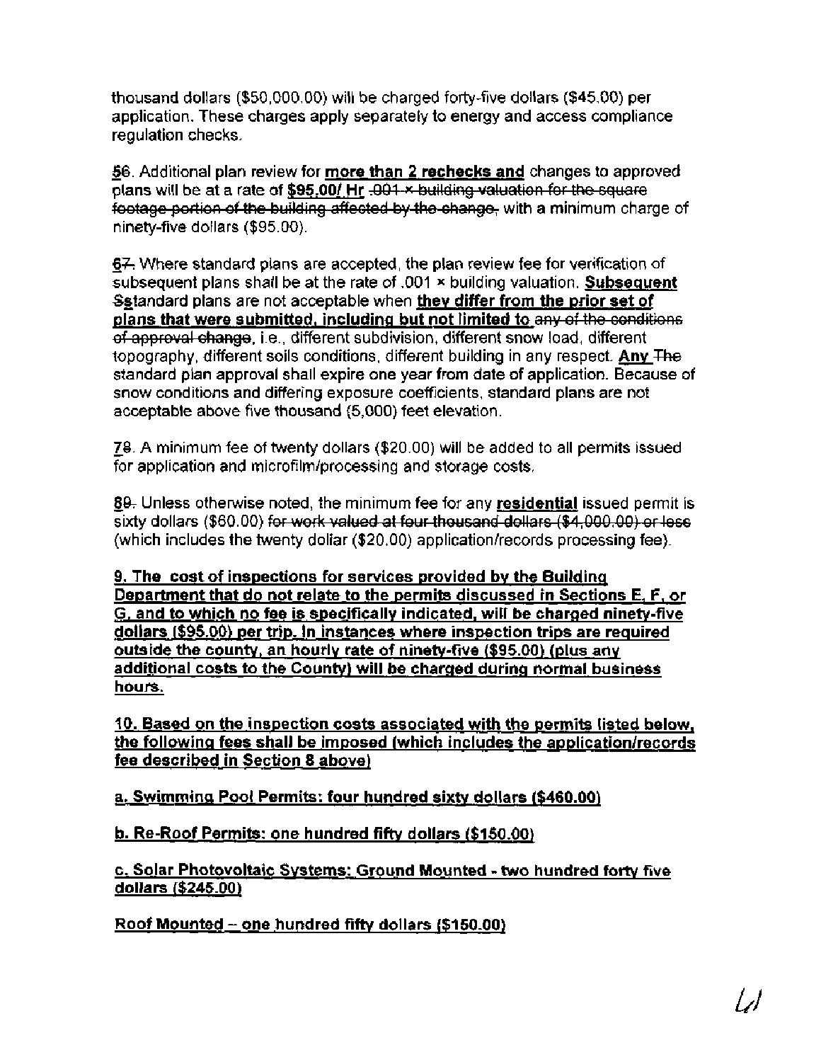thousand dollars ($50,000.00) will be charged forty-five dollars ($45.00) per application. These charges apply separately to energy and access compliance regulation checks.

~~5~~6. Additional plan review for **more than 2 rechecks and** changes to approved plans will be at a rate of **$95.00/ Hr** ~~.001 × building valuation for the square footage portion of the building affected by the change,~~ with a minimum charge of ninety-five dollars ($95.00).

~~6~~7. Where standard plans are accepted, the plan review fee for verification of subsequent plans shall be at the rate of .001 × building valuation. **Subsequent** ~~S~~standard plans are not acceptable when **they differ from the prior set of plans that were submitted, including but not limited to** ~~any of the conditions of approval change~~, i.e., different subdivision, different snow load, different topography, different soils conditions, different building in any respect. **Any** ~~The~~ standard plan approval shall expire one year from date of application. Because of snow conditions and differing exposure coefficients, standard plans are not acceptable above five thousand (5,000) feet elevation.

~~7~~8. A minimum fee of twenty dollars ($20.00) will be added to all permits issued for application and microfilm/processing and storage costs.

~~8~~9. Unless otherwise noted, the minimum fee for any **residential** issued permit is sixty dollars ($60.00) ~~for work valued at four thousand dollars ($4,000.00) or less~~ (which includes the twenty dollar ($20.00) application/records processing fee).

**9. The cost of inspections for services provided by the Building Department that do not relate to the permits discussed in Sections E, F, or G, and to which no fee is specifically indicated, will be charged ninety-five dollars ($95.00) per trip. In instances where inspection trips are required outside the county, an hourly rate of ninety-five ($95.00) (plus any additional costs to the County) will be charged during normal business hours.**

**10. Based on the inspection costs associated with the permits listed below, the following fees shall be imposed (which includes the application/records fee described in Section 8 above)**

**a. Swimming Pool Permits: four hundred sixty dollars ($460.00)**

**b. Re-Roof Permits: one hundred fifty dollars ($150.00)**

**c. Solar Photovoltaic Systems: Ground Mounted - two hundred forty five dollars ($245.00)**

**Roof Mounted – one hundred fifty dollars ($150.00)**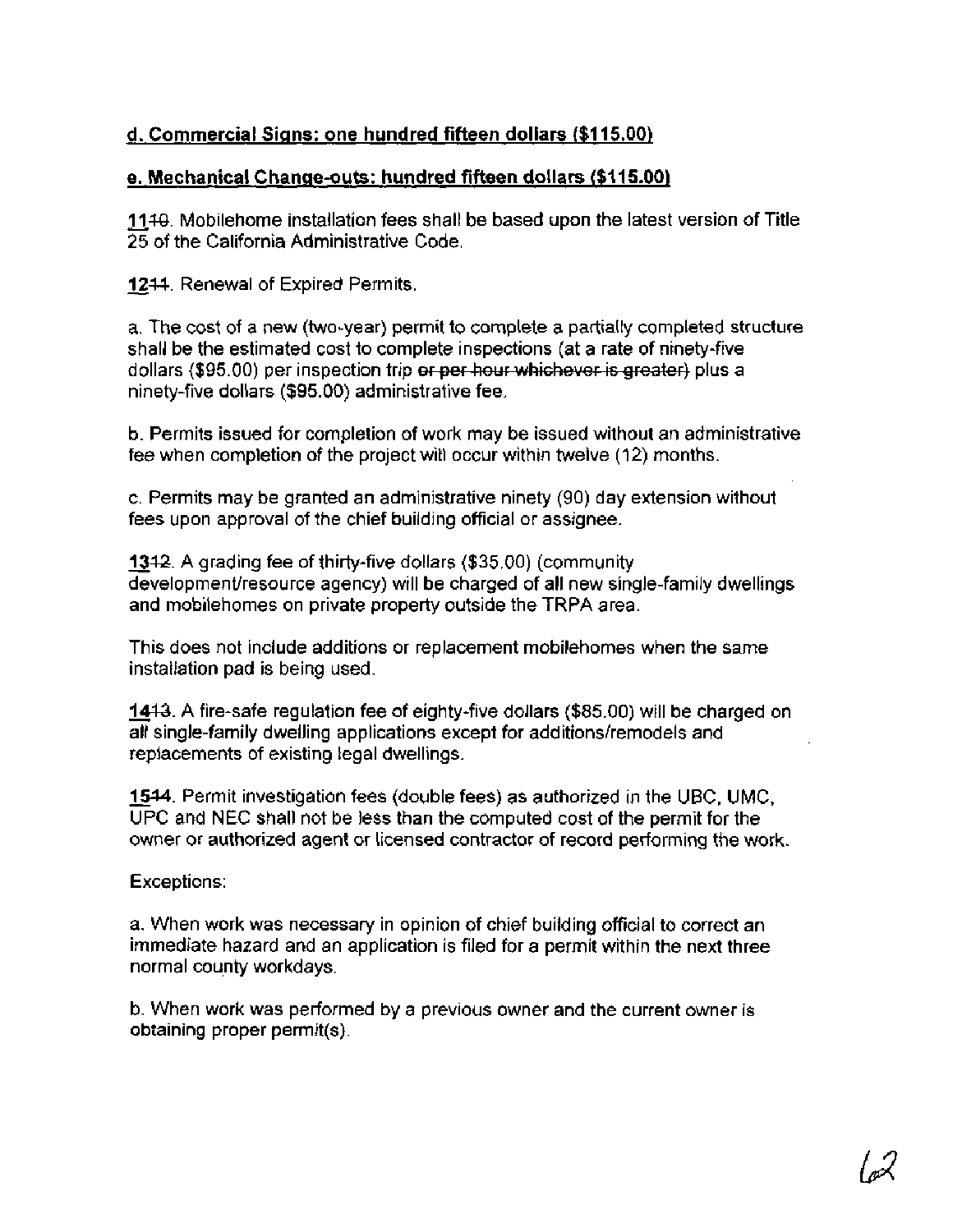**d. Commercial Signs: one hundred fifteen dollars ($115.00)**

**e. Mechanical Change-outs: hundred fifteen dollars ($115.00)**

~~10~~ 11. Mobilehome installation fees shall be based upon the latest version of Title 25 of the California Administrative Code.

~~11~~ 12. Renewal of Expired Permits.

a. The cost of a new (two-year) permit to complete a partially completed structure shall be the estimated cost to complete inspections (at a rate of ninety-five dollars ($95.00) per inspection trip ~~or per hour whichever is greater)~~ plus a ninety-five dollars ($95.00) administrative fee.

b. Permits issued for completion of work may be issued without an administrative fee when completion of the project will occur within twelve (12) months.

c. Permits may be granted an administrative ninety (90) day extension without fees upon approval of the chief building official or assignee.

~~12~~ 13. A grading fee of thirty-five dollars ($35.00) (community development/resource agency) will be charged of all new single-family dwellings and mobilehomes on private property outside the TRPA area.

This does not include additions or replacement mobilehomes when the same installation pad is being used.

~~13~~ 14. A fire-safe regulation fee of eighty-five dollars ($85.00) will be charged on all single-family dwelling applications except for additions/remodels and replacements of existing legal dwellings.

~~14~~ 15. Permit investigation fees (double fees) as authorized in the UBC, UMC, UPC and NEC shall not be less than the computed cost of the permit for the owner or authorized agent or licensed contractor of record performing the work.

Exceptions:

a. When work was necessary in opinion of chief building official to correct an immediate hazard and an application is filed for a permit within the next three normal county workdays.

b. When work was performed by a previous owner and the current owner is obtaining proper permit(s).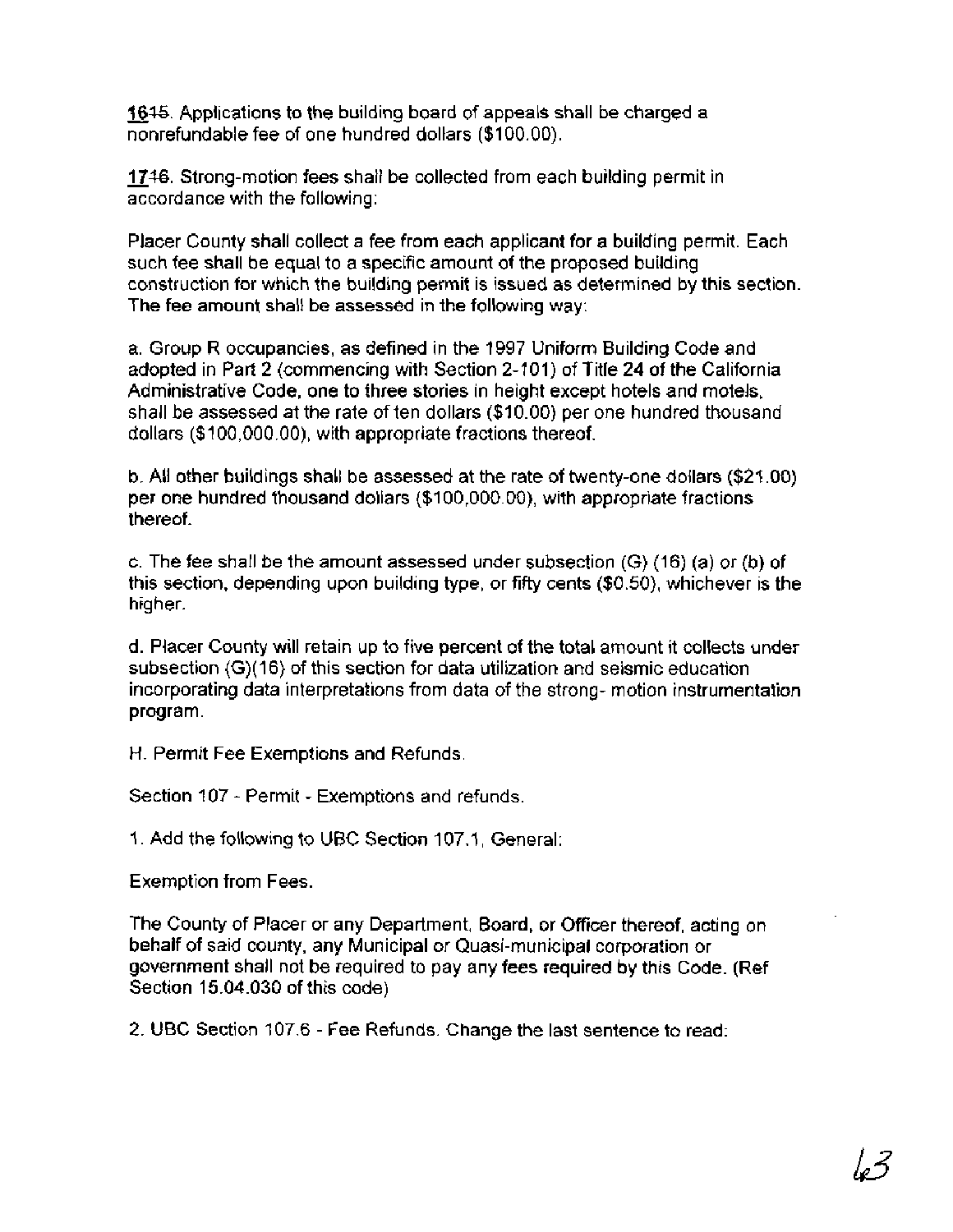16~~15~~. Applications to the building board of appeals shall be charged a nonrefundable fee of one hundred dollars ($100.00).

17~~16~~. Strong-motion fees shall be collected from each building permit in accordance with the following:

Placer County shall collect a fee from each applicant for a building permit. Each such fee shall be equal to a specific amount of the proposed building construction for which the building permit is issued as determined by this section. The fee amount shall be assessed in the following way:

a. Group R occupancies, as defined in the 1997 Uniform Building Code and adopted in Part 2 (commencing with Section 2-101) of Title 24 of the California Administrative Code, one to three stories in height except hotels and motels, shall be assessed at the rate of ten dollars ($10.00) per one hundred thousand dollars ($100,000.00), with appropriate fractions thereof.

b. All other buildings shall be assessed at the rate of twenty-one dollars ($21.00) per one hundred thousand dollars ($100,000.00), with appropriate fractions thereof.

c. The fee shall be the amount assessed under subsection (G) (16) (a) or (b) of this section, depending upon building type, or fifty cents ($0.50), whichever is the higher.

d. Placer County will retain up to five percent of the total amount it collects under subsection (G)(16) of this section for data utilization and seismic education incorporating data interpretations from data of the strong- motion instrumentation program.

H. Permit Fee Exemptions and Refunds.

Section 107 - Permit - Exemptions and refunds.

1. Add the following to UBC Section 107.1, General:

Exemption from Fees.

The County of Placer or any Department, Board, or Officer thereof, acting on behalf of said county, any Municipal or Quasi-municipal corporation or government shall not be required to pay any fees required by this Code. (Ref Section 15.04.030 of this code)

2. UBC Section 107.6 - Fee Refunds. Change the last sentence to read: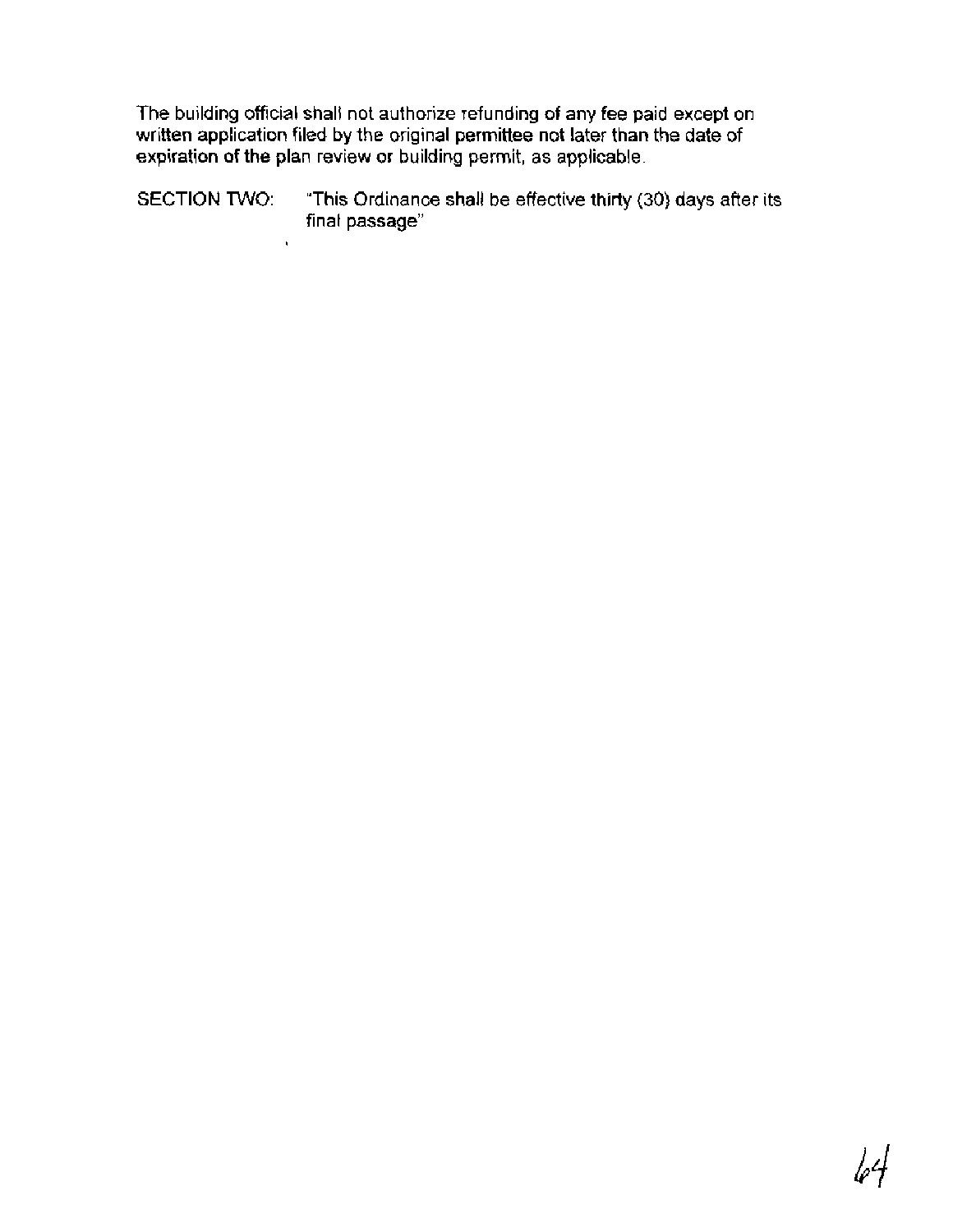The building official shall not authorize refunding of any fee paid except on written application filed by the original permittee not later than the date of expiration of the plan review or building permit, as applicable.

SECTION TWO: "This Ordinance shall be effective thirty (30) days after its final passage"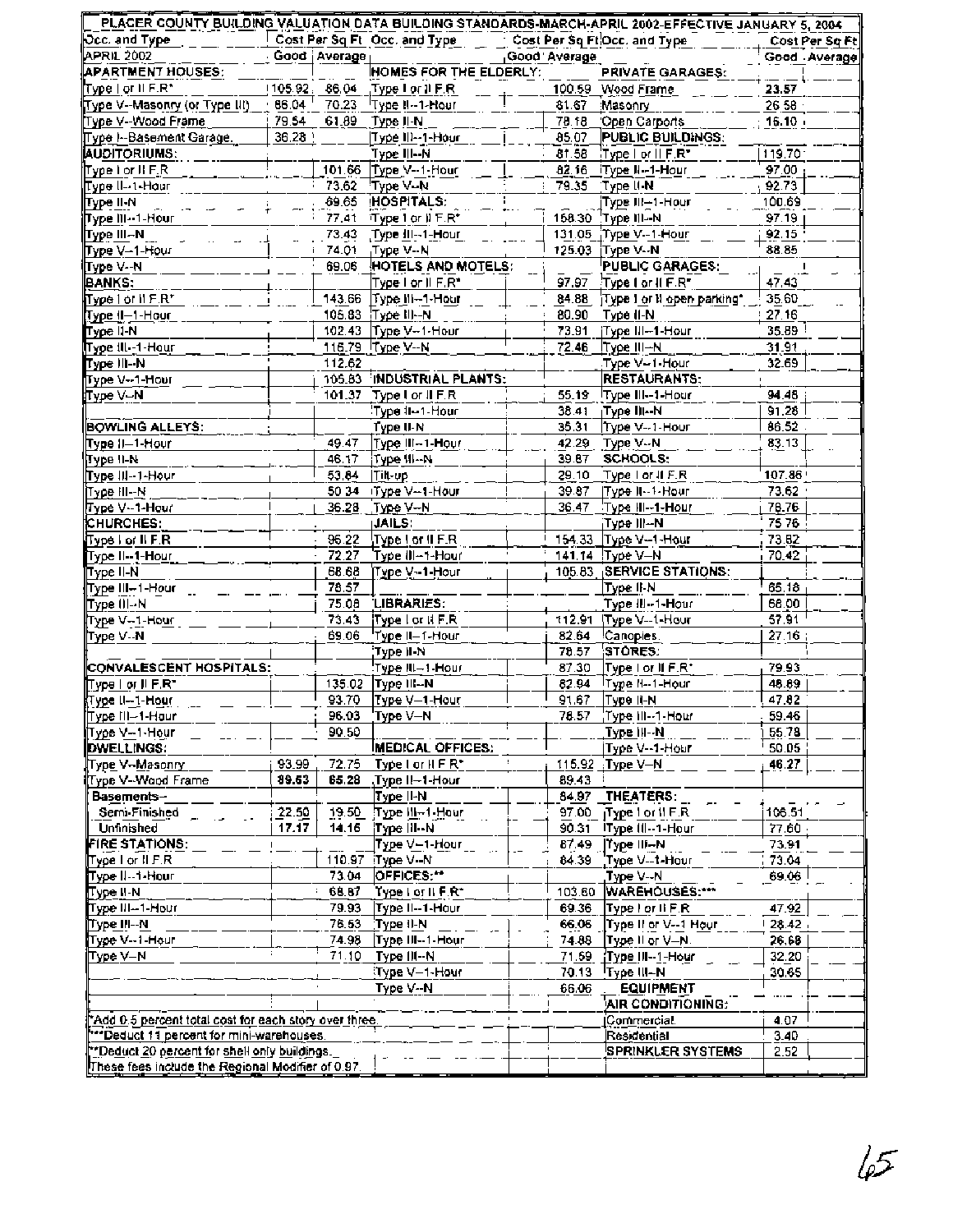| PLACER COUNTY BUILDING VALUATION DATA BUILDING STANDARDS-MARCH-APRIL 2002-EFFECTIVE JANUARY 5, 2004 | | | | | | | |
|---|---|---|---|---|---|---|---|
| Occ. and Type | Cost Per Sq Ft | | Occ. and Type | Cost Per Sq Ft | | Occ. and Type | Cost Per Sq Ft |
| APRIL 2002 | Good | Average | | Good | Average | | Good . Average |
| **APARTMENT HOUSES:** | | | **HOMES FOR THE ELDERLY:** | | | **PRIVATE GARAGES:** | |
| Type I or II F.R* | 105.92 | 86.04 | Type I or II F.R | | 100.59 | Wood Frame | 23.57 |
| Type V--Masonry (or Type III) | 86.04 | 70.23 | Type II--1-Hour | | 81.67 | Masonry | 26.58 |
| Type V--Wood Frame | 79.54 | 61.89 | Type II-N | | 78.18 | Open Carports | 16.10 |
| Type I--Basement Garage, | 36.28 | | Type III--1-Hour | | 85.07 | **PUBLIC BUILDINGS:** | |
| **AUDITORIUMS:** | | | Type III--N | | 81.58 | Type I or II F.R* | 119.70 |
| Type I or II F.R | | 101.66 | Type V--1-Hour | | 82.16 | Type II--1-Hour | 97.00 |
| Type II--1-Hour | | 73.62 | Type V--N | | 79.35 | Type II-N | 92.73 |
| Type II-N | | 69.65 | **HOSPITALS:** | | | Type III--1-Hour | 100.69 |
| Type III--1-Hour | | 77.41 | Type I or II F.R* | | 158.30 | Type III--N | 97.19 |
| Type III--N | | 73.43 | Type III--1-Hour | | 131.05 | Type V--1-Hour | 92.15 |
| Type V--1-Hour | | 74.01 | Type V--N | | 125.03 | Type V--N | 88.85 |
| Type V--N | | 69.06 | **HOTELS AND MOTELS:** | | | **PUBLIC GARAGES:** | |
| **BANKS:** | | | Type I or II F.R* | | 97.97 | Type I or II F.R* | 47.43 |
| Type I or II F.R* | | 143.66 | Type III--1-Hour | | 84.88 | Type I or II open parking* | 35.60 |
| Type II--1-Hour | | 105.83 | Type III--N | | 80.90 | Type II-N | 27.16 |
| Type II-N | | 102.43 | Type V--1-Hour | | 73.91 | Type III--1-Hour | 35.89 |
| Type III--1-Hour | | 116.79 | Type V--N | | 72.46 | Type III--N | 31.91 |
| Type III--N | | 112.62 | | | | Type V--1-Hour | 32.69 |
| Type V--1-Hour | | 105.83 | **INDUSTRIAL PLANTS:** | | | **RESTAURANTS:** | |
| Type V--N | | 101.37 | Type I or II F.R | | 55.19 | Type III--1-Hour | 94.48 |
| | | | Type II--1-Hour | | 38.41 | Type III--N | 91.28 |
| **BOWLING ALLEYS:** | | | Type II-N | | 35.31 | Type V--1-Hour | 86.52 |
| Type II--1-Hour | | 49.47 | Type III--1-Hour | | 42.29 | Type V--N | 83.13 |
| Type II-N | | 46.17 | Type III--N | | 39.87 | **SCHOOLS:** | |
| Type III--1-Hour | | 53.84 | Tilt-up | | 29.10 | Type I or II F.R | 107.86 |
| Type III--N | | 50.34 | Type V--1-Hour | | 39.87 | Type II--1-Hour | 73.62 |
| Type V--1-Hour | | 36.28 | Type V--N | | 36.47 | Type III--1-Hour | 78.76 |
| **CHURCHES:** | | | **JAILS:** | | | Type III--N | 75.76 |
| Type I or II F.R | | 96.22 | Type I or II F.R | | 154.33 | Type V--1-Hour | 73.82 |
| Type II--1-Hour | | 72.27 | Type III--1-Hour | | 141.14 | Type V--N | 70.42 |
| Type II-N | | 68.68 | Type V--1-Hour | | 105.83 | **SERVICE STATIONS:** | |
| Type III--1-Hour | | 78.57 | | | | Type II-N | 65.18 |
| Type III--N | | 75.08 | **LIBRARIES:** | | | Type III--1-Hour | 68.00 |
| Type V--1-Hour | | 73.43 | Type I or II F.R | | 112.91 | Type V--1-Hour | 57.91 |
| Type V--N | | 69.06 | Type II--1-Hour | | 82.64 | Canopies | 27.16 |
| | | | Type II-N | | 78.57 | **STORES:** | |
| **CONVALESCENT HOSPITALS:** | | | Type III--1-Hour | | 87.30 | Type I or II F.R* | 79.93 |
| Type I or II F.R* | | 135.02 | Type III--N | | 82.94 | Type II--1-Hour | 48.89 |
| Type II--1-Hour | | 93.70 | Type V--1-Hour | | 91.67 | Type II-N | 47.82 |
| Type III--1-Hour | | 96.03 | Type V--N | | 78.57 | Type III--1-Hour | 59.46 |
| Type V--1-Hour | | 90.50 | | | | Type III--N | 55.78 |
| **DWELLINGS:** | | | **MEDICAL OFFICES:** | | | Type V--1-Hour | 50.05 |
| Type V--Masonry | 93.99 | 72.75 | Type I or II F.R* | | 115.92 | Type V--N | 46.27 |
| Type V--Wood Frame | **89.63** | **65.28** | Type II--1-Hour | | 89.43 | | |
| Basements-- | | | Type II-N | | 84.97 | **THEATERS:** | |
| Semi-Finished | 22.50 | 19.50 | Type III--1-Hour | | 97.00 | Type I or II F.R | 106.51 |
| Unfinished | 17.17 | 14.16 | Type III--N | | 90.31 | Type III--1-Hour | 77.60 |
| **FIRE STATIONS:** | | | Type V--1-Hour | | 87.49 | Type III--N | 73.91 |
| Type I or II F.R | | 110.97 | Type V--N | | 84.39 | Type V--1-Hour | 73.04 |
| Type II--1-Hour | | 73.04 | **OFFICES:**** | | | Type V--N | 69.06 |
| Type II-N | | 68.87 | Type I or II F.R* | | 103.60 | **WAREHOUSES:***** | |
| Type III--1-Hour | | 79.93 | Type II--1-Hour | | 69.36 | Type I or II F.R | 47.92 |
| Type III--N | | 76.53 | Type II-N | | 66.06 | Type II or V--1 Hour | 28.42 |
| Type V--1-Hour | | 74.98 | Type III--1-Hour | | 74.88 | Type II or V--N | 26.68 |
| Type V--N | | 71.10 | Type III--N | | 71.59 | Type III--1-Hour | 32.20 |
| | | | Type V--1-Hour | | 70.13 | Type III--N | 30.65 |
| | | | Type V--N | | 66.06 | **EQUIPMENT** | |
| | | | | | | **AIR CONDITIONING:** | |
| *Add 0.5 percent total cost for each story over three. | | | | | | Commercial | 4.07 |
| ***Deduct 11 percent for mini-warehouses. | | | | | | Residential | 3.40 |
| **Deduct 20 percent for shell only buildings. | | | | | | **SPRINKLER SYSTEMS** | 2.52 |
| These fees include the Regional Modifier of 0.97 | | | | | | | |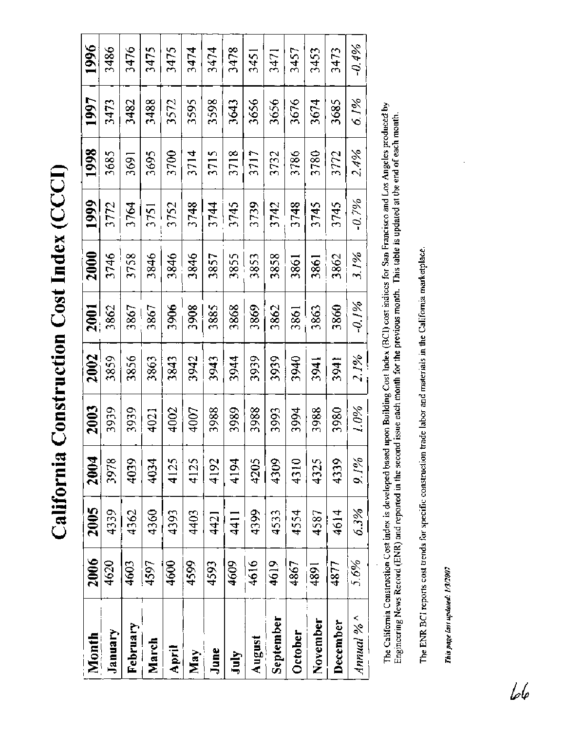# California Construction Cost Index (CCCI)

| Month | 2006 | 2005 | 2004 | 2003 | 2002 | 2001 | 2000 | 1999 | 1998 | 1997 | 1996 |
|---|---|---|---|---|---|---|---|---|---|---|---|
| January | 4620 | 4339 | 3978 | 3939 | 3859 | 3862 | 3746 | 3772 | 3685 | 3473 | 3486 |
| February | 4603 | 4362 | 4039 | 3939 | 3856 | 3867 | 3758 | 3764 | 3691 | 3482 | 3476 |
| March | 4597 | 4360 | 4034 | 4021 | 3863 | 3867 | 3846 | 3751 | 3695 | 3488 | 3475 |
| April | 4600 | 4393 | 4125 | 4002 | 3843 | 3906 | 3846 | 3752 | 3700 | 3572 | 3475 |
| May | 4599 | 4403 | 4125 | 4007 | 3942 | 3908 | 3846 | 3748 | 3714 | 3595 | 3474 |
| June | 4593 | 4421 | 4192 | 3988 | 3943 | 3885 | 3857 | 3744 | 3715 | 3598 | 3474 |
| July | 4609 | 4411 | 4194 | 3989 | 3944 | 3868 | 3855 | 3745 | 3718 | 3643 | 3478 |
| August | 4616 | 4399 | 4205 | 3988 | 3939 | 3869 | 3853 | 3739 | 3717 | 3656 | 3451 |
| September | 4619 | 4533 | 4309 | 3993 | 3939 | 3862 | 3858 | 3742 | 3732 | 3656 | 3471 |
| October | 4867 | 4554 | 4310 | 3994 | 3940 | 3861 | 3861 | 3748 | 3786 | 3676 | 3457 |
| November | 4891 | 4587 | 4325 | 3988 | 3941 | 3863 | 3861 | 3745 | 3780 | 3674 | 3453 |
| December | 4877 | 4614 | 4339 | 3980 | 3941 | 3860 | 3862 | 3745 | 3772 | 3685 | 3473 |
| *Annual % ^* | *5.6%* | *6.3%* | *9.1%* | *1.0%* | *2.1%* | *-0.1%* | *3.1%* | *-0.7%* | *2.4%* | *6.1%* | *-0.4%* |

The California Construction Cost index is developed based upon Building Cost Index (BCI) cost indices for San Francisco and Los Angeles produced by Engineering News Record (ENR) and reported in the second issue each month for the previous month. This table is updated at the end of each month.

The ENR BCI reports cost trends for specific construction trade labor and materials in the California marketplace.

***This page last updated: 1/3/2007***